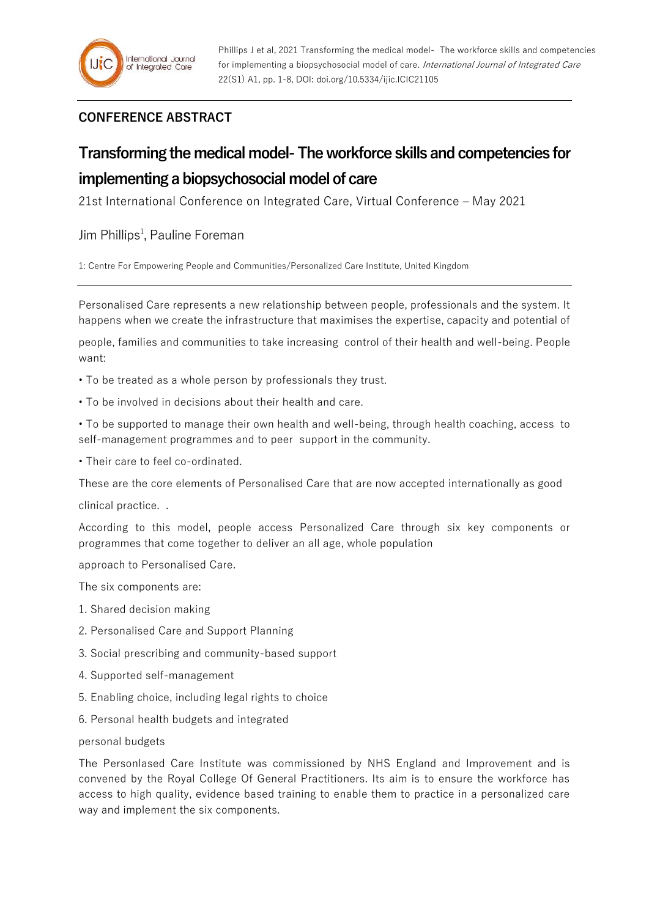## CONFERENCE ABSTRACT

# Transforming the medical model- The workforce skills and competencies for implementing a biopsychosocial model of care

21st International Conference on Integrated Care, Virtual Conference – May 2021

Jim Phillips[1], Pauline Foreman

1: Centre For Empowering People and Communities/Personalized Care Institute, United Kingdom

---

Personalised Care represents a new relationship between people, professionals and the system. It happens when we create the infrastructure that maximises the expertise, capacity and potential of people, families and communities to take increasing control of their health and well-being. People want:

- To be treated as a whole person by professionals they trust.
- To be involved in decisions about their health and care.
- To be supported to manage their own health and well-being, through health coaching, access to self-management programmes and to peer support in the community.
- Their care to feel co-ordinated.

These are the core elements of Personalised Care that are now accepted internationally as good clinical practice. .

According to this model, people access Personalized Care through six key components or programmes that come together to deliver an all age, whole population approach to Personalised Care.

The six components are:

1. Shared decision making
2. Personalised Care and Support Planning
3. Social prescribing and community-based support
4. Supported self-management
5. Enabling choice, including legal rights to choice
6. Personal health budgets and integrated personal budgets

The Personlased Care Institute was commissioned by NHS England and Improvement and is convened by the Royal College Of General Practitioners. Its aim is to ensure the workforce has access to high quality, evidence based training to enable them to practice in a personalized care way and implement the six components.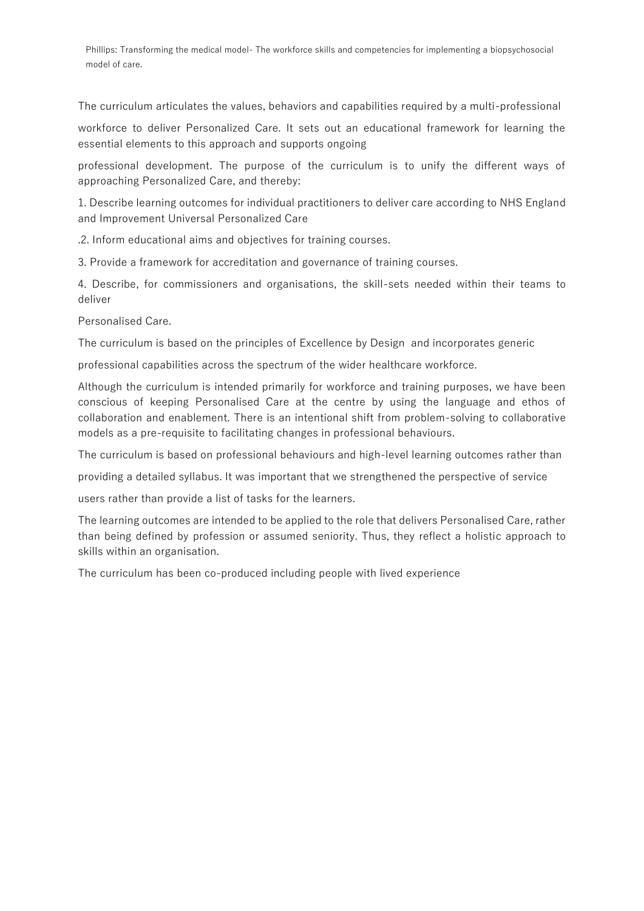The curriculum articulates the values, behaviors and capabilities required by a multi-professional workforce to deliver Personalized Care. It sets out an educational framework for learning the essential elements to this approach and supports ongoing professional development. The purpose of the curriculum is to unify the different ways of approaching Personalized Care, and thereby:

1. Describe learning outcomes for individual practitioners to deliver care according to NHS England and Improvement Universal Personalized Care

.2. Inform educational aims and objectives for training courses.

3. Provide a framework for accreditation and governance of training courses.

4. Describe, for commissioners and organisations, the skill-sets needed within their teams to deliver Personalised Care.

The curriculum is based on the principles of Excellence by Design and incorporates generic professional capabilities across the spectrum of the wider healthcare workforce.

Although the curriculum is intended primarily for workforce and training purposes, we have been conscious of keeping Personalised Care at the centre by using the language and ethos of collaboration and enablement. There is an intentional shift from problem-solving to collaborative models as a pre-requisite to facilitating changes in professional behaviours.

The curriculum is based on professional behaviours and high-level learning outcomes rather than providing a detailed syllabus. It was important that we strengthened the perspective of service users rather than provide a list of tasks for the learners.

The learning outcomes are intended to be applied to the role that delivers Personalised Care, rather than being defined by profession or assumed seniority. Thus, they reflect a holistic approach to skills within an organisation.

The curriculum has been co-produced including people with lived experience